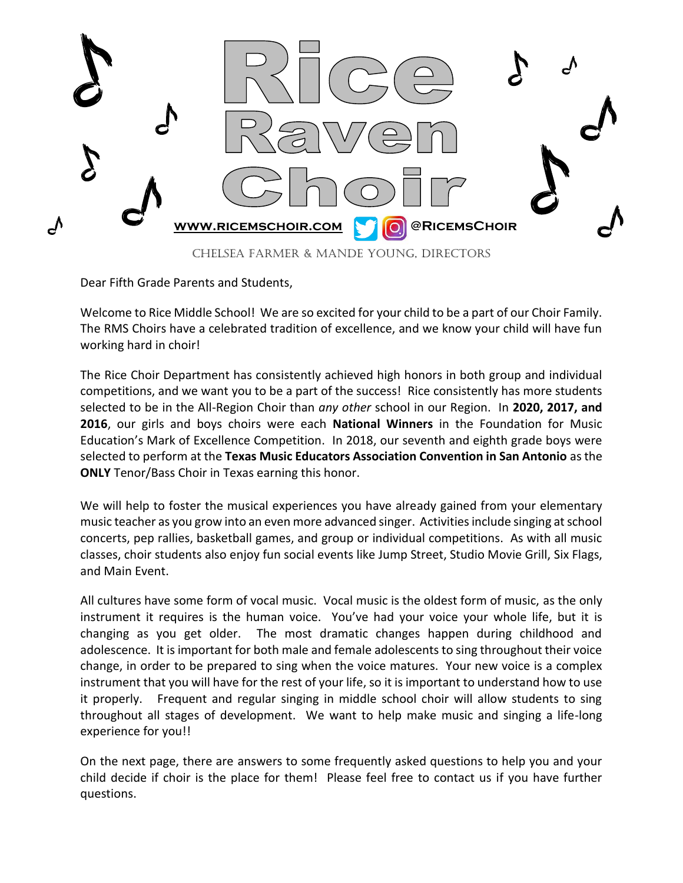# Rice Raven Choir

**WWW.RICEMSCHOIR.COM** @RICEMSCHOIR

CHELSEA FARMER & MANDE YOUNG, DIRECTORS

Dear Fifth Grade Parents and Students,

Welcome to Rice Middle School! We are so excited for your child to be a part of our Choir Family. The RMS Choirs have a celebrated tradition of excellence, and we know your child will have fun working hard in choir!

The Rice Choir Department has consistently achieved high honors in both group and individual competitions, and we want you to be a part of the success! Rice consistently has more students selected to be in the All-Region Choir than *any other* school in our Region. In **2020, 2017, and 2016**, our girls and boys choirs were each **National Winners** in the Foundation for Music Education's Mark of Excellence Competition. In 2018, our seventh and eighth grade boys were selected to perform at the **Texas Music Educators Association Convention in San Antonio** as the **ONLY** Tenor/Bass Choir in Texas earning this honor.

We will help to foster the musical experiences you have already gained from your elementary music teacher as you grow into an even more advanced singer. Activities include singing at school concerts, pep rallies, basketball games, and group or individual competitions. As with all music classes, choir students also enjoy fun social events like Jump Street, Studio Movie Grill, Six Flags, and Main Event.

All cultures have some form of vocal music. Vocal music is the oldest form of music, as the only instrument it requires is the human voice. You've had your voice your whole life, but it is changing as you get older. The most dramatic changes happen during childhood and adolescence. It is important for both male and female adolescents to sing throughout their voice change, in order to be prepared to sing when the voice matures. Your new voice is a complex instrument that you will have for the rest of your life, so it is important to understand how to use it properly. Frequent and regular singing in middle school choir will allow students to sing throughout all stages of development. We want to help make music and singing a life-long experience for you!!

On the next page, there are answers to some frequently asked questions to help you and your child decide if choir is the place for them! Please feel free to contact us if you have further questions.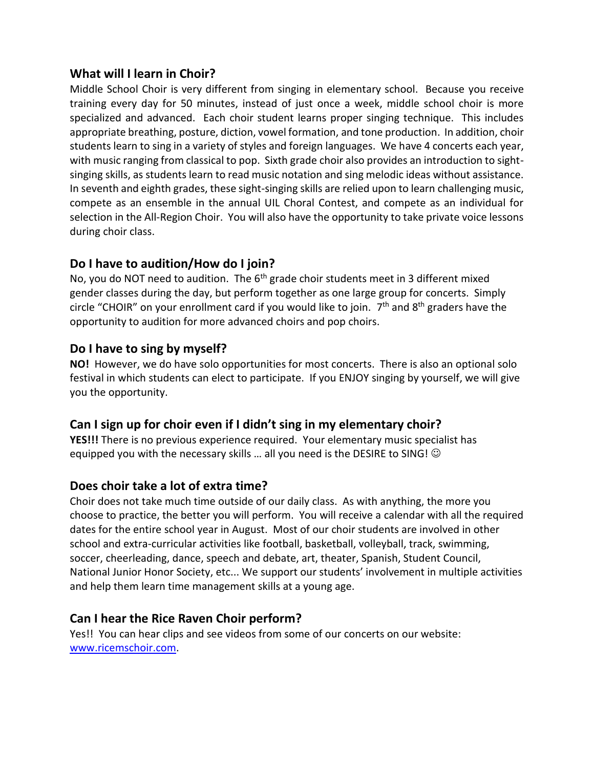## What will I learn in Choir?

Middle School Choir is very different from singing in elementary school. Because you receive training every day for 50 minutes, instead of just once a week, middle school choir is more specialized and advanced. Each choir student learns proper singing technique. This includes appropriate breathing, posture, diction, vowel formation, and tone production. In addition, choir students learn to sing in a variety of styles and foreign languages. We have 4 concerts each year, with music ranging from classical to pop. Sixth grade choir also provides an introduction to sight-singing skills, as students learn to read music notation and sing melodic ideas without assistance. In seventh and eighth grades, these sight-singing skills are relied upon to learn challenging music, compete as an ensemble in the annual UIL Choral Contest, and compete as an individual for selection in the All-Region Choir. You will also have the opportunity to take private voice lessons during choir class.

## Do I have to audition/How do I join?

No, you do NOT need to audition. The 6th grade choir students meet in 3 different mixed gender classes during the day, but perform together as one large group for concerts. Simply circle "CHOIR" on your enrollment card if you would like to join. 7th and 8th graders have the opportunity to audition for more advanced choirs and pop choirs.

## Do I have to sing by myself?

**NO!** However, we do have solo opportunities for most concerts. There is also an optional solo festival in which students can elect to participate. If you ENJOY singing by yourself, we will give you the opportunity.

## Can I sign up for choir even if I didn't sing in my elementary choir?

**YES!!!** There is no previous experience required. Your elementary music specialist has equipped you with the necessary skills … all you need is the DESIRE to SING! ☺

## Does choir take a lot of extra time?

Choir does not take much time outside of our daily class. As with anything, the more you choose to practice, the better you will perform. You will receive a calendar with all the required dates for the entire school year in August. Most of our choir students are involved in other school and extra-curricular activities like football, basketball, volleyball, track, swimming, soccer, cheerleading, dance, speech and debate, art, theater, Spanish, Student Council, National Junior Honor Society, etc... We support our students' involvement in multiple activities and help them learn time management skills at a young age.

## Can I hear the Rice Raven Choir perform?

Yes!! You can hear clips and see videos from some of our concerts on our website: [www.ricemschoir.com](http://www.ricemschoir.com).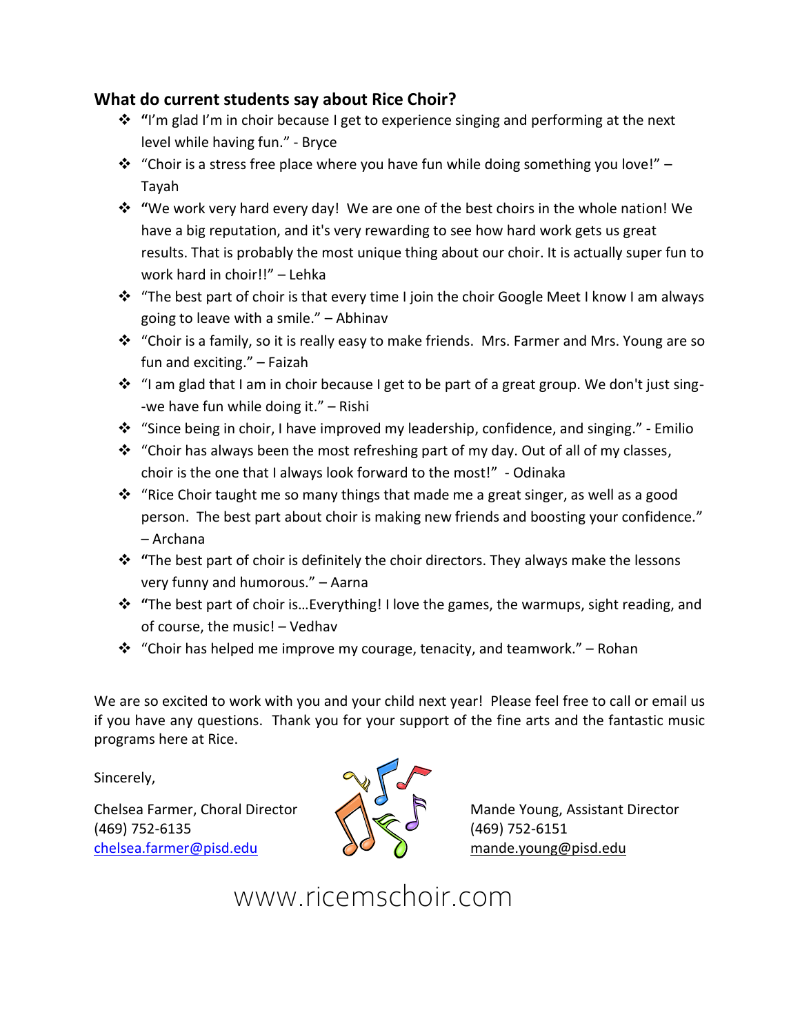### What do current students say about Rice Choir?

- "I'm glad I'm in choir because I get to experience singing and performing at the next level while having fun." - Bryce
- "Choir is a stress free place where you have fun while doing something you love!" – Tayah
- "We work very hard every day! We are one of the best choirs in the whole nation! We have a big reputation, and it's very rewarding to see how hard work gets us great results. That is probably the most unique thing about our choir. It is actually super fun to work hard in choir!!" – Lehka
- "The best part of choir is that every time I join the choir Google Meet I know I am always going to leave with a smile." – Abhinav
- "Choir is a family, so it is really easy to make friends. Mrs. Farmer and Mrs. Young are so fun and exciting." – Faizah
- "I am glad that I am in choir because I get to be part of a great group. We don't just sing--we have fun while doing it." – Rishi
- "Since being in choir, I have improved my leadership, confidence, and singing." - Emilio
- "Choir has always been the most refreshing part of my day. Out of all of my classes, choir is the one that I always look forward to the most!" - Odinaka
- "Rice Choir taught me so many things that made me a great singer, as well as a good person. The best part about choir is making new friends and boosting your confidence." – Archana
- "The best part of choir is definitely the choir directors. They always make the lessons very funny and humorous." – Aarna
- "The best part of choir is…Everything! I love the games, the warmups, sight reading, and of course, the music! – Vedhav
- "Choir has helped me improve my courage, tenacity, and teamwork." – Rohan

We are so excited to work with you and your child next year! Please feel free to call or email us if you have any questions. Thank you for your support of the fine arts and the fantastic music programs here at Rice.

Sincerely,

Chelsea Farmer, Choral Director
(469) 752-6135
chelsea.farmer@pisd.edu

Mande Young, Assistant Director
(469) 752-6151
mande.young@pisd.edu

www.ricemschoir.com